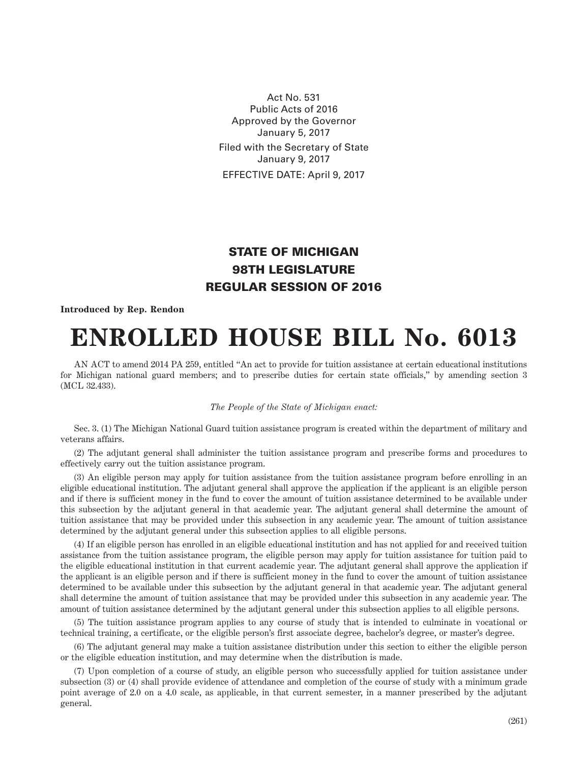Act No. 531
Public Acts of 2016
Approved by the Governor
January 5, 2017

Filed with the Secretary of State
January 9, 2017

EFFECTIVE DATE: April 9, 2017

## STATE OF MICHIGAN
## 98TH LEGISLATURE
## REGULAR SESSION OF 2016

**Introduced by Rep. Rendon**

# ENROLLED HOUSE BILL No. 6013

AN ACT to amend 2014 PA 259, entitled "An act to provide for tuition assistance at certain educational institutions for Michigan national guard members; and to prescribe duties for certain state officials," by amending section 3 (MCL 32.433).

*The People of the State of Michigan enact:*

Sec. 3. (1) The Michigan National Guard tuition assistance program is created within the department of military and veterans affairs.

(2) The adjutant general shall administer the tuition assistance program and prescribe forms and procedures to effectively carry out the tuition assistance program.

(3) An eligible person may apply for tuition assistance from the tuition assistance program before enrolling in an eligible educational institution. The adjutant general shall approve the application if the applicant is an eligible person and if there is sufficient money in the fund to cover the amount of tuition assistance determined to be available under this subsection by the adjutant general in that academic year. The adjutant general shall determine the amount of tuition assistance that may be provided under this subsection in any academic year. The amount of tuition assistance determined by the adjutant general under this subsection applies to all eligible persons.

(4) If an eligible person has enrolled in an eligible educational institution and has not applied for and received tuition assistance from the tuition assistance program, the eligible person may apply for tuition assistance for tuition paid to the eligible educational institution in that current academic year. The adjutant general shall approve the application if the applicant is an eligible person and if there is sufficient money in the fund to cover the amount of tuition assistance determined to be available under this subsection by the adjutant general in that academic year. The adjutant general shall determine the amount of tuition assistance that may be provided under this subsection in any academic year. The amount of tuition assistance determined by the adjutant general under this subsection applies to all eligible persons.

(5) The tuition assistance program applies to any course of study that is intended to culminate in vocational or technical training, a certificate, or the eligible person's first associate degree, bachelor's degree, or master's degree.

(6) The adjutant general may make a tuition assistance distribution under this section to either the eligible person or the eligible education institution, and may determine when the distribution is made.

(7) Upon completion of a course of study, an eligible person who successfully applied for tuition assistance under subsection (3) or (4) shall provide evidence of attendance and completion of the course of study with a minimum grade point average of 2.0 on a 4.0 scale, as applicable, in that current semester, in a manner prescribed by the adjutant general.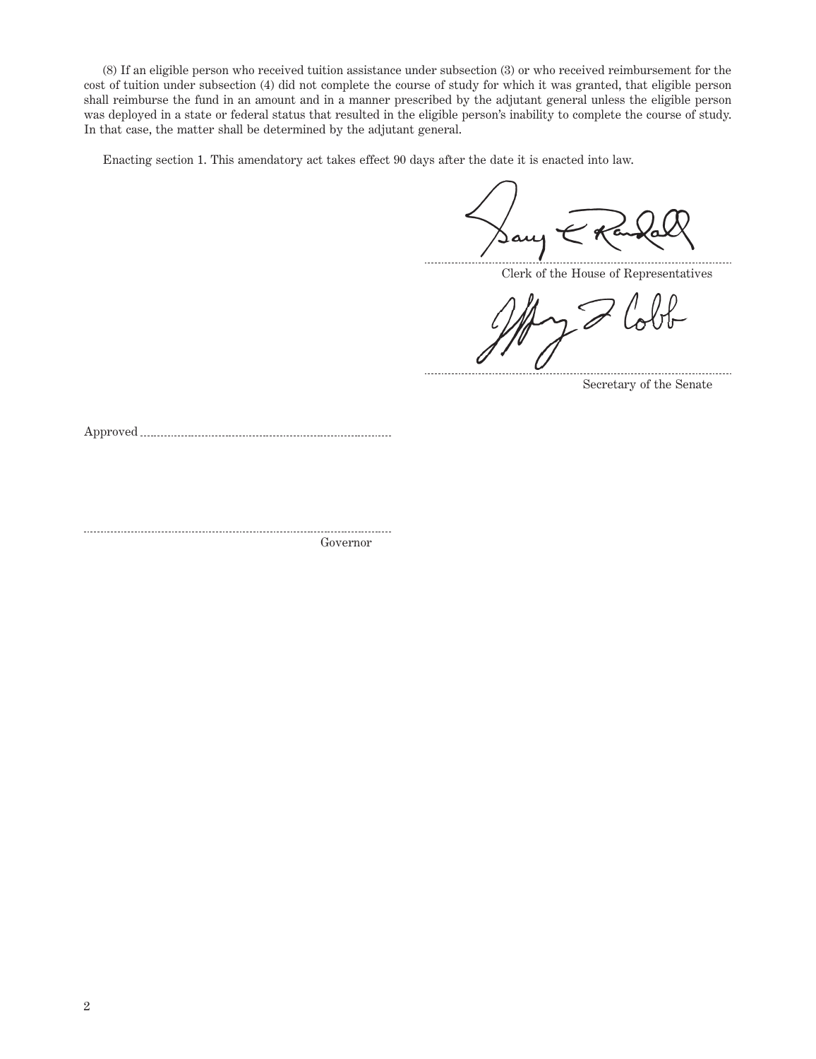(8) If an eligible person who received tuition assistance under subsection (3) or who received reimbursement for the cost of tuition under subsection (4) did not complete the course of study for which it was granted, that eligible person shall reimburse the fund in an amount and in a manner prescribed by the adjutant general unless the eligible person was deployed in a state or federal status that resulted in the eligible person's inability to complete the course of study. In that case, the matter shall be determined by the adjutant general.

Enacting section 1. This amendatory act takes effect 90 days after the date it is enacted into law.

Clerk of the House of Representatives

Secretary of the Senate

Approved

Governor